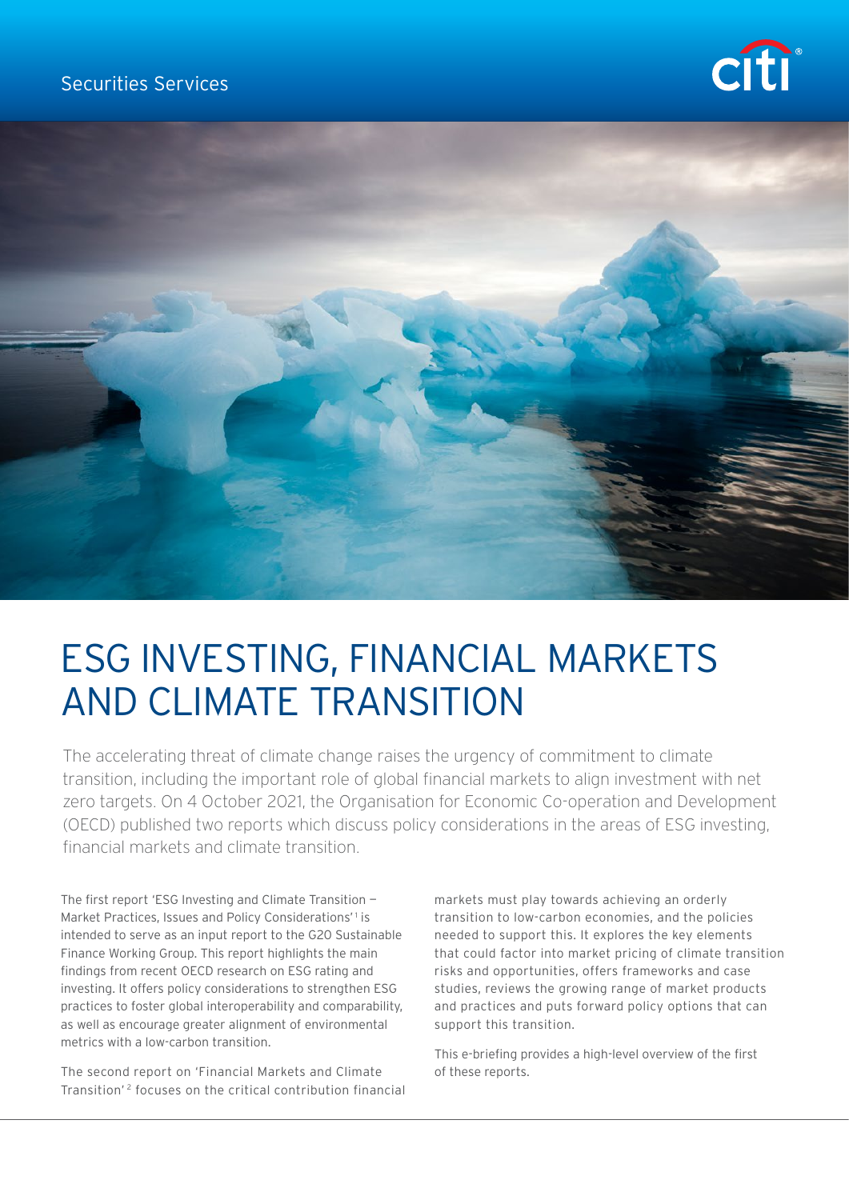Securities Services

# ESG INVESTING, FINANCIAL MARKETS AND CLIMATE TRANSITION

The accelerating threat of climate change raises the urgency of commitment to climate transition, including the important role of global financial markets to align investment with net zero targets. On 4 October 2021, the Organisation for Economic Co-operation and Development (OECD) published two reports which discuss policy considerations in the areas of ESG investing, financial markets and climate transition.

The first report 'ESG Investing and Climate Transition — Market Practices, Issues and Policy Considerations'[1] is intended to serve as an input report to the G20 Sustainable Finance Working Group. This report highlights the main findings from recent OECD research on ESG rating and investing. It offers policy considerations to strengthen ESG practices to foster global interoperability and comparability, as well as encourage greater alignment of environmental metrics with a low-carbon transition.

The second report on 'Financial Markets and Climate Transition'[2] focuses on the critical contribution financial markets must play towards achieving an orderly transition to low-carbon economies, and the policies needed to support this. It explores the key elements that could factor into market pricing of climate transition risks and opportunities, offers frameworks and case studies, reviews the growing range of market products and practices and puts forward policy options that can support this transition.

This e-briefing provides a high-level overview of the first of these reports.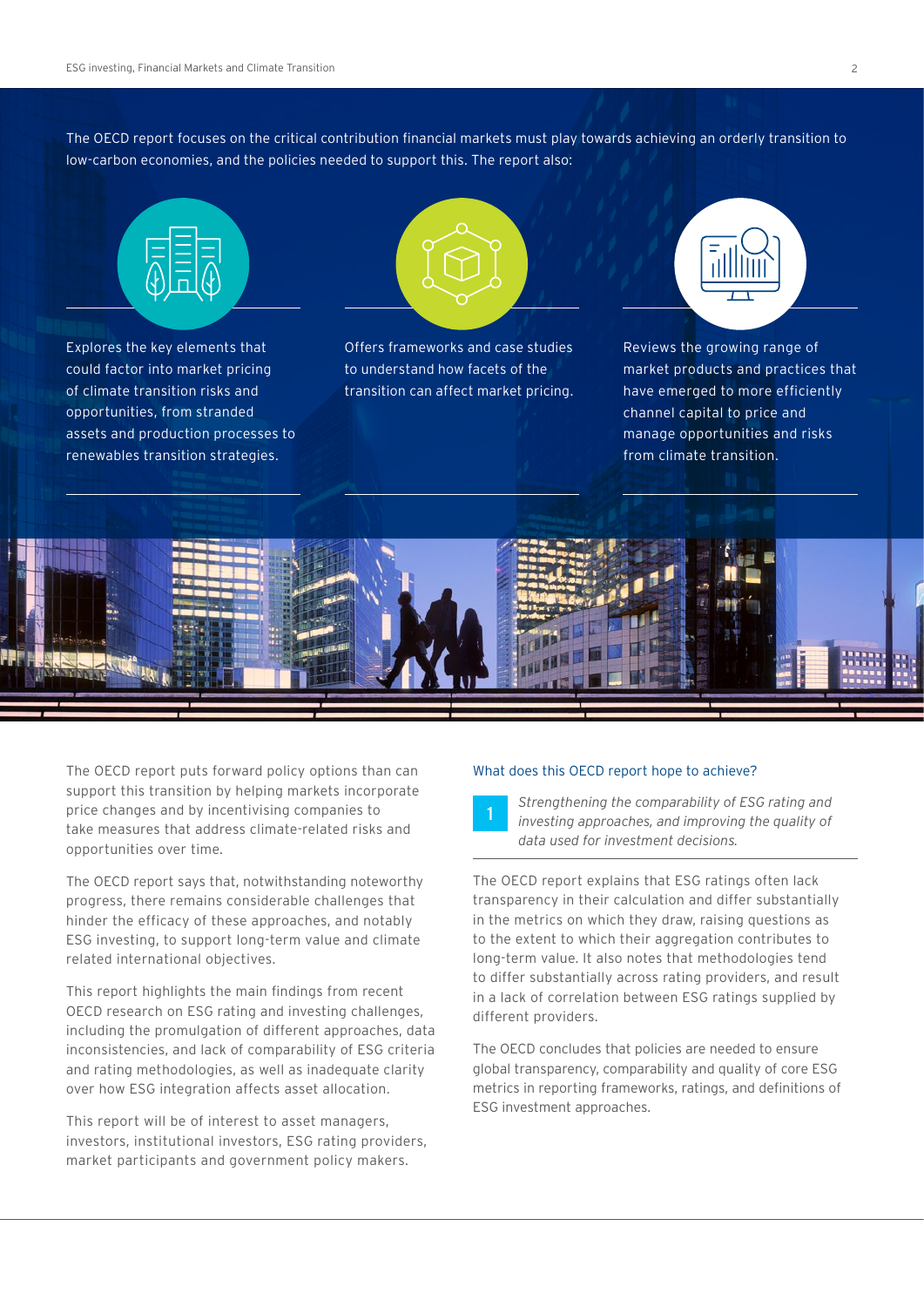The OECD report focuses on the critical contribution financial markets must play towards achieving an orderly transition to low-carbon economies, and the policies needed to support this. The report also:

- Explores the key elements that could factor into market pricing of climate transition risks and opportunities, from stranded assets and production processes to renewables transition strategies.
- Offers frameworks and case studies to understand how facets of the transition can affect market pricing.
- Reviews the growing range of market products and practices that have emerged to more efficiently channel capital to price and manage opportunities and risks from climate transition.

The OECD report puts forward policy options than can support this transition by helping markets incorporate price changes and by incentivising companies to take measures that address climate-related risks and opportunities over time.

The OECD report says that, notwithstanding noteworthy progress, there remains considerable challenges that hinder the efficacy of these approaches, and notably ESG investing, to support long-term value and climate related international objectives.

This report highlights the main findings from recent OECD research on ESG rating and investing challenges, including the promulgation of different approaches, data inconsistencies, and lack of comparability of ESG criteria and rating methodologies, as well as inadequate clarity over how ESG integration affects asset allocation.

This report will be of interest to asset managers, investors, institutional investors, ESG rating providers, market participants and government policy makers.

## What does this OECD report hope to achieve?

**1** *Strengthening the comparability of ESG rating and investing approaches, and improving the quality of data used for investment decisions.*

The OECD report explains that ESG ratings often lack transparency in their calculation and differ substantially in the metrics on which they draw, raising questions as to the extent to which their aggregation contributes to long-term value. It also notes that methodologies tend to differ substantially across rating providers, and result in a lack of correlation between ESG ratings supplied by different providers.

The OECD concludes that policies are needed to ensure global transparency, comparability and quality of core ESG metrics in reporting frameworks, ratings, and definitions of ESG investment approaches.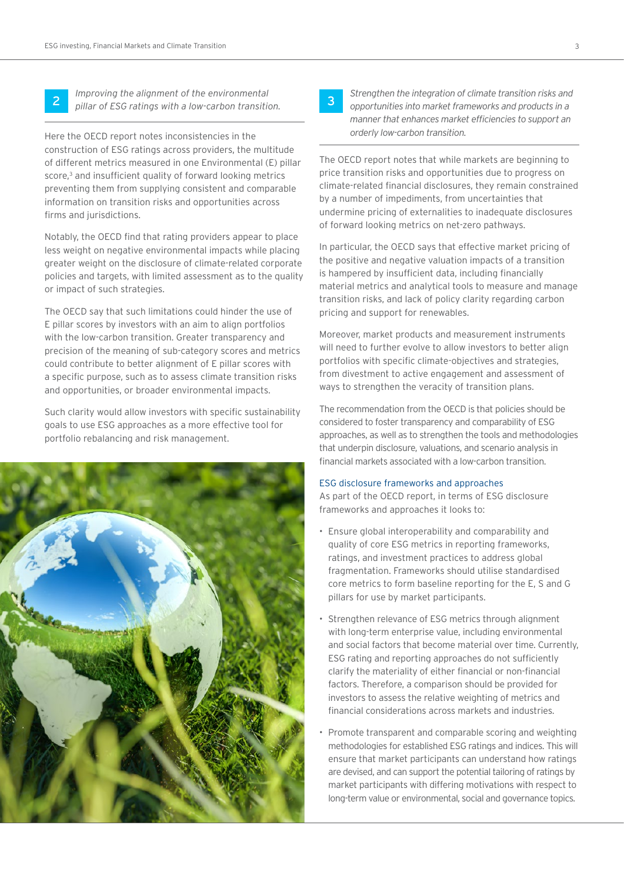**2** *Improving the alignment of the environmental pillar of ESG ratings with a low-carbon transition.*

Here the OECD report notes inconsistencies in the construction of ESG ratings across providers, the multitude of different metrics measured in one Environmental (E) pillar score,[3] and insufficient quality of forward looking metrics preventing them from supplying consistent and comparable information on transition risks and opportunities across firms and jurisdictions.

Notably, the OECD find that rating providers appear to place less weight on negative environmental impacts while placing greater weight on the disclosure of climate-related corporate policies and targets, with limited assessment as to the quality or impact of such strategies.

The OECD say that such limitations could hinder the use of E pillar scores by investors with an aim to align portfolios with the low-carbon transition. Greater transparency and precision of the meaning of sub-category scores and metrics could contribute to better alignment of E pillar scores with a specific purpose, such as to assess climate transition risks and opportunities, or broader environmental impacts.

Such clarity would allow investors with specific sustainability goals to use ESG approaches as a more effective tool for portfolio rebalancing and risk management.

**3** *Strengthen the integration of climate transition risks and opportunities into market frameworks and products in a manner that enhances market efficiencies to support an orderly low-carbon transition.*

The OECD report notes that while markets are beginning to price transition risks and opportunities due to progress on climate-related financial disclosures, they remain constrained by a number of impediments, from uncertainties that undermine pricing of externalities to inadequate disclosures of forward looking metrics on net-zero pathways.

In particular, the OECD says that effective market pricing of the positive and negative valuation impacts of a transition is hampered by insufficient data, including financially material metrics and analytical tools to measure and manage transition risks, and lack of policy clarity regarding carbon pricing and support for renewables.

Moreover, market products and measurement instruments will need to further evolve to allow investors to better align portfolios with specific climate-objectives and strategies, from divestment to active engagement and assessment of ways to strengthen the veracity of transition plans.

The recommendation from the OECD is that policies should be considered to foster transparency and comparability of ESG approaches, as well as to strengthen the tools and methodologies that underpin disclosure, valuations, and scenario analysis in financial markets associated with a low-carbon transition.

### ESG disclosure frameworks and approaches

As part of the OECD report, in terms of ESG disclosure frameworks and approaches it looks to:

- Ensure global interoperability and comparability and quality of core ESG metrics in reporting frameworks, ratings, and investment practices to address global fragmentation. Frameworks should utilise standardised core metrics to form baseline reporting for the E, S and G pillars for use by market participants.
- Strengthen relevance of ESG metrics through alignment with long-term enterprise value, including environmental and social factors that become material over time. Currently, ESG rating and reporting approaches do not sufficiently clarify the materiality of either financial or non-financial factors. Therefore, a comparison should be provided for investors to assess the relative weighting of metrics and financial considerations across markets and industries.
- Promote transparent and comparable scoring and weighting methodologies for established ESG ratings and indices. This will ensure that market participants can understand how ratings are devised, and can support the potential tailoring of ratings by market participants with differing motivations with respect to long-term value or environmental, social and governance topics.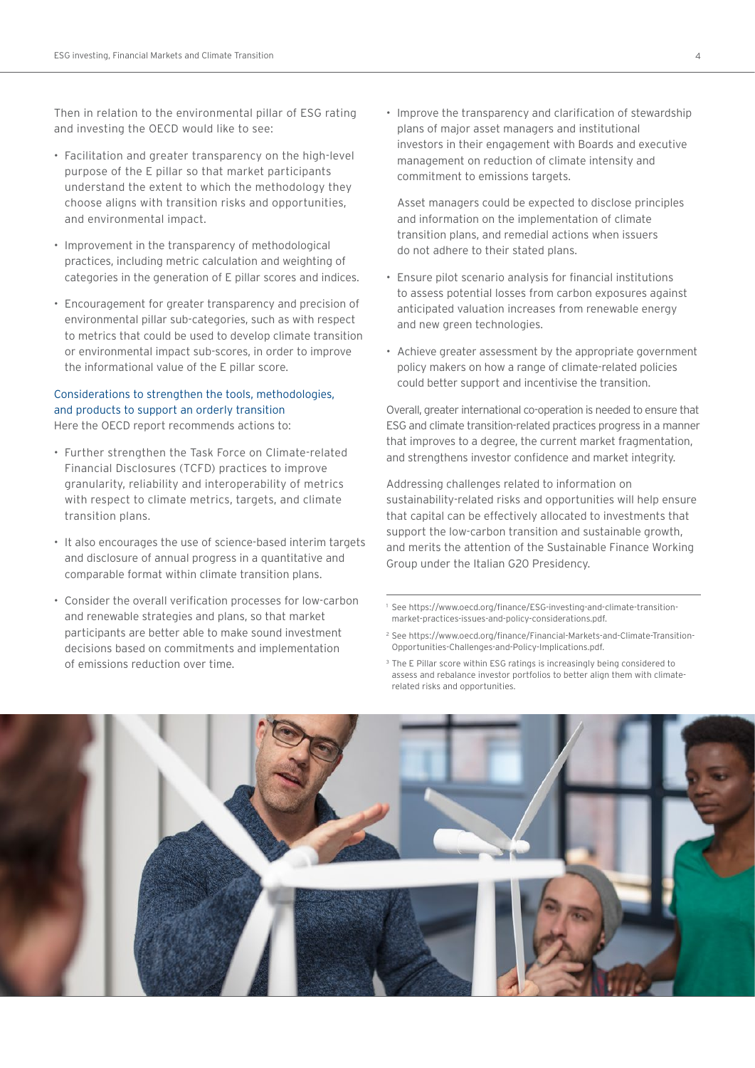Then in relation to the environmental pillar of ESG rating and investing the OECD would like to see:

- Facilitation and greater transparency on the high-level purpose of the E pillar so that market participants understand the extent to which the methodology they choose aligns with transition risks and opportunities, and environmental impact.
- Improvement in the transparency of methodological practices, including metric calculation and weighting of categories in the generation of E pillar scores and indices.
- Encouragement for greater transparency and precision of environmental pillar sub-categories, such as with respect to metrics that could be used to develop climate transition or environmental impact sub-scores, in order to improve the informational value of the E pillar score.

### Considerations to strengthen the tools, methodologies, and products to support an orderly transition

Here the OECD report recommends actions to:

- Further strengthen the Task Force on Climate-related Financial Disclosures (TCFD) practices to improve granularity, reliability and interoperability of metrics with respect to climate metrics, targets, and climate transition plans.
- It also encourages the use of science-based interim targets and disclosure of annual progress in a quantitative and comparable format within climate transition plans.
- Consider the overall verification processes for low-carbon and renewable strategies and plans, so that market participants are better able to make sound investment decisions based on commitments and implementation of emissions reduction over time.
- Improve the transparency and clarification of stewardship plans of major asset managers and institutional investors in their engagement with Boards and executive management on reduction of climate intensity and commitment to emissions targets.

  Asset managers could be expected to disclose principles and information on the implementation of climate transition plans, and remedial actions when issuers do not adhere to their stated plans.
- Ensure pilot scenario analysis for financial institutions to assess potential losses from carbon exposures against anticipated valuation increases from renewable energy and new green technologies.
- Achieve greater assessment by the appropriate government policy makers on how a range of climate-related policies could better support and incentivise the transition.

Overall, greater international co-operation is needed to ensure that ESG and climate transition-related practices progress in a manner that improves to a degree, the current market fragmentation, and strengthens investor confidence and market integrity.

Addressing challenges related to information on sustainability-related risks and opportunities will help ensure that capital can be effectively allocated to investments that support the low-carbon transition and sustainable growth, and merits the attention of the Sustainable Finance Working Group under the Italian G20 Presidency.

---

[1] See https://www.oecd.org/finance/ESG-investing-and-climate-transition-market-practices-issues-and-policy-considerations.pdf.

[2] See https://www.oecd.org/finance/Financial-Markets-and-Climate-Transition-Opportunities-Challenges-and-Policy-Implications.pdf.

[3] The E Pillar score within ESG ratings is increasingly being considered to assess and rebalance investor portfolios to better align them with climate-related risks and opportunities.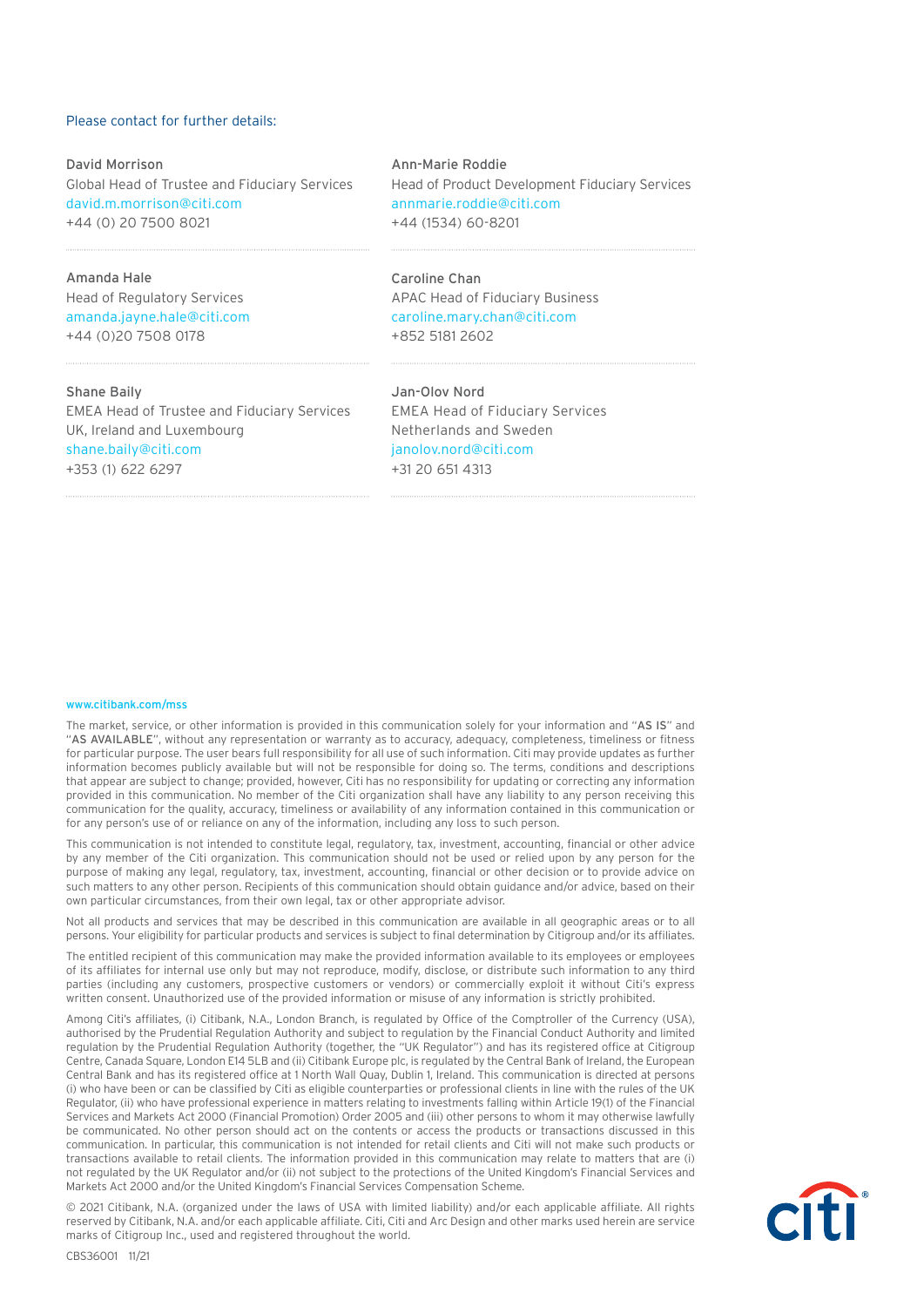Please contact for further details:

David Morrison
Global Head of Trustee and Fiduciary Services
david.m.morrison@citi.com
+44 (0) 20 7500 8021

Ann-Marie Roddie
Head of Product Development Fiduciary Services
annmarie.roddie@citi.com
+44 (1534) 60-8201

Amanda Hale
Head of Regulatory Services
amanda.jayne.hale@citi.com
+44 (0)20 7508 0178

Caroline Chan
APAC Head of Fiduciary Business
caroline.mary.chan@citi.com
+852 5181 2602

Shane Baily
EMEA Head of Trustee and Fiduciary Services
UK, Ireland and Luxembourg
shane.baily@citi.com
+353 (1) 622 6297

Jan-Olov Nord
EMEA Head of Fiduciary Services
Netherlands and Sweden
janolov.nord@citi.com
+31 20 651 4313

www.citibank.com/mss

The market, service, or other information is provided in this communication solely for your information and "AS IS" and "AS AVAILABLE", without any representation or warranty as to accuracy, adequacy, completeness, timeliness or fitness for particular purpose. The user bears full responsibility for all use of such information. Citi may provide updates as further information becomes publicly available but will not be responsible for doing so. The terms, conditions and descriptions that appear are subject to change; provided, however, Citi has no responsibility for updating or correcting any information provided in this communication. No member of the Citi organization shall have any liability to any person receiving this communication for the quality, accuracy, timeliness or availability of any information contained in this communication or for any person's use of or reliance on any of the information, including any loss to such person.

This communication is not intended to constitute legal, regulatory, tax, investment, accounting, financial or other advice by any member of the Citi organization. This communication should not be used or relied upon by any person for the purpose of making any legal, regulatory, tax, investment, accounting, financial or other decision or to provide advice on such matters to any other person. Recipients of this communication should obtain guidance and/or advice, based on their own particular circumstances, from their own legal, tax or other appropriate advisor.

Not all products and services that may be described in this communication are available in all geographic areas or to all persons. Your eligibility for particular products and services is subject to final determination by Citigroup and/or its affiliates.

The entitled recipient of this communication may make the provided information available to its employees or employees of its affiliates for internal use only but may not reproduce, modify, disclose, or distribute such information to any third parties (including any customers, prospective customers or vendors) or commercially exploit it without Citi's express written consent. Unauthorized use of the provided information or misuse of any information is strictly prohibited.

Among Citi's affiliates, (i) Citibank, N.A., London Branch, is regulated by Office of the Comptroller of the Currency (USA), authorised by the Prudential Regulation Authority and subject to regulation by the Financial Conduct Authority and limited regulation by the Prudential Regulation Authority (together, the "UK Regulator") and has its registered office at Citigroup Centre, Canada Square, London E14 5LB and (ii) Citibank Europe plc, is regulated by the Central Bank of Ireland, the European Central Bank and has its registered office at 1 North Wall Quay, Dublin 1, Ireland. This communication is directed at persons (i) who have been or can be classified by Citi as eligible counterparties or professional clients in line with the rules of the UK Regulator, (ii) who have professional experience in matters relating to investments falling within Article 19(1) of the Financial Services and Markets Act 2000 (Financial Promotion) Order 2005 and (iii) other persons to whom it may otherwise lawfully be communicated. No other person should act on the contents or access the products or transactions discussed in this communication. In particular, this communication is not intended for retail clients and Citi will not make such products or transactions available to retail clients. The information provided in this communication may relate to matters that are (i) not regulated by the UK Regulator and/or (ii) not subject to the protections of the United Kingdom's Financial Services and Markets Act 2000 and/or the United Kingdom's Financial Services Compensation Scheme.

© 2021 Citibank, N.A. (organized under the laws of USA with limited liability) and/or each applicable affiliate. All rights reserved by Citibank, N.A. and/or each applicable affiliate. Citi, Citi and Arc Design and other marks used herein are service marks of Citigroup Inc., used and registered throughout the world.

CBS36001 11/21